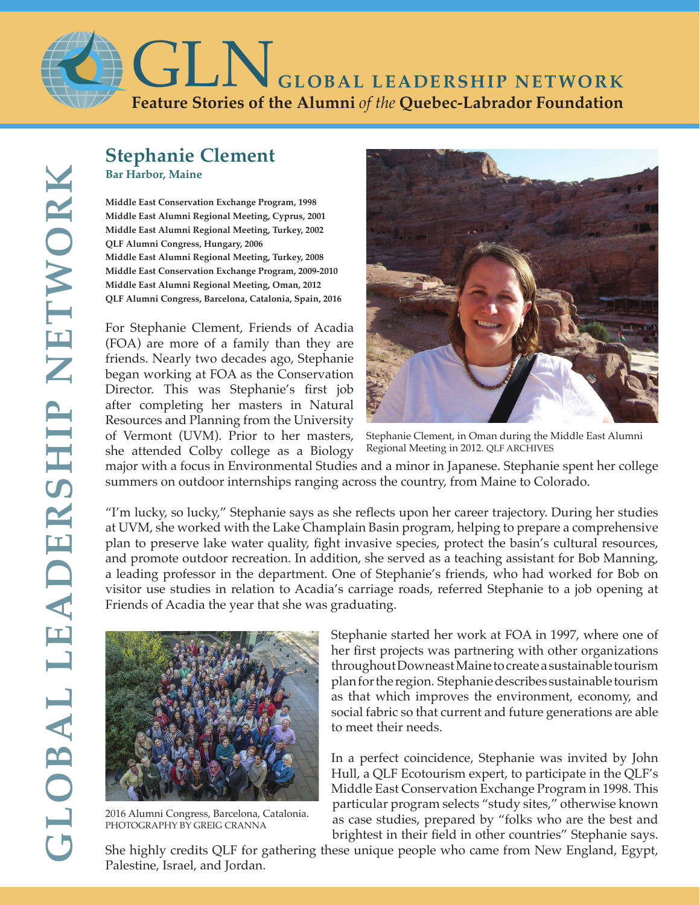# GLN GLOBAL LEADERSHIP NETWORK

**Feature Stories of the Alumni *of the* Quebec-Labrador Foundation**

## Stephanie Clement

**Bar Harbor, Maine**

**Middle East Conservation Exchange Program, 1998**
**Middle East Alumni Regional Meeting, Cyprus, 2001**
**Middle East Alumni Regional Meeting, Turkey, 2002**
**QLF Alumni Congress, Hungary, 2006**
**Middle East Alumni Regional Meeting, Turkey, 2008**
**Middle East Conservation Exchange Program, 2009-2010**
**Middle East Alumni Regional Meeting, Oman, 2012**
**QLF Alumni Congress, Barcelona, Catalonia, Spain, 2016**

For Stephanie Clement, Friends of Acadia (FOA) are more of a family than they are friends. Nearly two decades ago, Stephanie began working at FOA as the Conservation Director. This was Stephanie's first job after completing her masters in Natural Resources and Planning from the University of Vermont (UVM). Prior to her masters, she attended Colby college as a Biology major with a focus in Environmental Studies and a minor in Japanese. Stephanie spent her college summers on outdoor internships ranging across the country, from Maine to Colorado.

Stephanie Clement, in Oman during the Middle East Alumni Regional Meeting in 2012. QLF ARCHIVES

"I'm lucky, so lucky," Stephanie says as she reflects upon her career trajectory. During her studies at UVM, she worked with the Lake Champlain Basin program, helping to prepare a comprehensive plan to preserve lake water quality, fight invasive species, protect the basin's cultural resources, and promote outdoor recreation. In addition, she served as a teaching assistant for Bob Manning, a leading professor in the department. One of Stephanie's friends, who had worked for Bob on visitor use studies in relation to Acadia's carriage roads, referred Stephanie to a job opening at Friends of Acadia the year that she was graduating.

2016 Alumni Congress, Barcelona, Catalonia. PHOTOGRAPHY BY GREIG CRANNA

Stephanie started her work at FOA in 1997, where one of her first projects was partnering with other organizations throughout Downeast Maine to create a sustainable tourism plan for the region. Stephanie describes sustainable tourism as that which improves the environment, economy, and social fabric so that current and future generations are able to meet their needs.

In a perfect coincidence, Stephanie was invited by John Hull, a QLF Ecotourism expert, to participate in the QLF's Middle East Conservation Exchange Program in 1998. This particular program selects "study sites," otherwise known as case studies, prepared by "folks who are the best and brightest in their field in other countries" Stephanie says. She highly credits QLF for gathering these unique people who came from New England, Egypt, Palestine, Israel, and Jordan.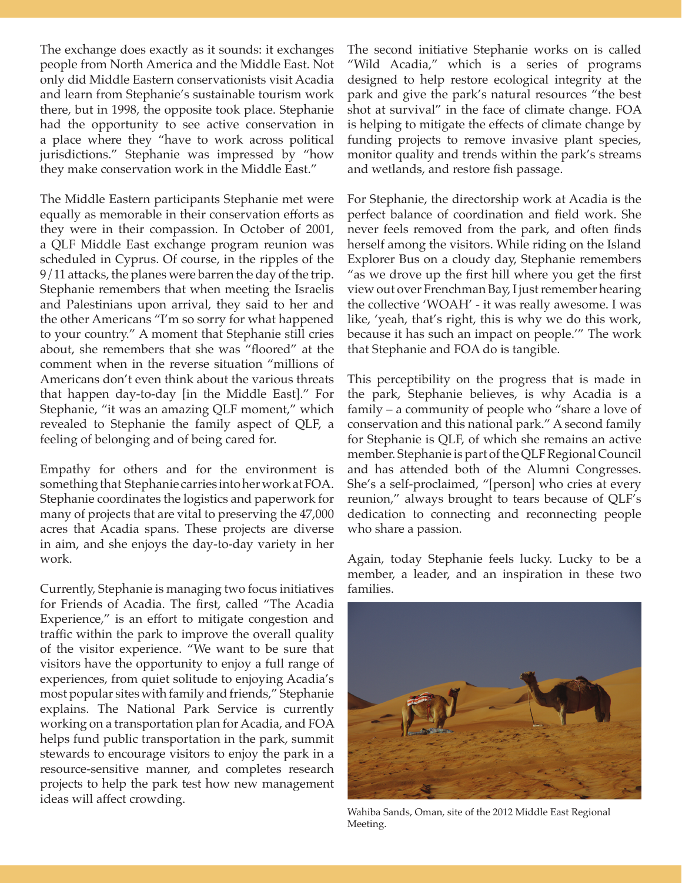The exchange does exactly as it sounds: it exchanges people from North America and the Middle East. Not only did Middle Eastern conservationists visit Acadia and learn from Stephanie's sustainable tourism work there, but in 1998, the opposite took place. Stephanie had the opportunity to see active conservation in a place where they "have to work across political jurisdictions." Stephanie was impressed by "how they make conservation work in the Middle East."

The Middle Eastern participants Stephanie met were equally as memorable in their conservation efforts as they were in their compassion. In October of 2001, a QLF Middle East exchange program reunion was scheduled in Cyprus. Of course, in the ripples of the 9/11 attacks, the planes were barren the day of the trip. Stephanie remembers that when meeting the Israelis and Palestinians upon arrival, they said to her and the other Americans "I'm so sorry for what happened to your country." A moment that Stephanie still cries about, she remembers that she was "floored" at the comment when in the reverse situation "millions of Americans don't even think about the various threats that happen day-to-day [in the Middle East]." For Stephanie, "it was an amazing QLF moment," which revealed to Stephanie the family aspect of QLF, a feeling of belonging and of being cared for.

Empathy for others and for the environment is something that Stephanie carries into her work at FOA. Stephanie coordinates the logistics and paperwork for many of projects that are vital to preserving the 47,000 acres that Acadia spans. These projects are diverse in aim, and she enjoys the day-to-day variety in her work.

Currently, Stephanie is managing two focus initiatives for Friends of Acadia. The first, called "The Acadia Experience," is an effort to mitigate congestion and traffic within the park to improve the overall quality of the visitor experience. "We want to be sure that visitors have the opportunity to enjoy a full range of experiences, from quiet solitude to enjoying Acadia's most popular sites with family and friends," Stephanie explains. The National Park Service is currently working on a transportation plan for Acadia, and FOA helps fund public transportation in the park, summit stewards to encourage visitors to enjoy the park in a resource-sensitive manner, and completes research projects to help the park test how new management ideas will affect crowding.

The second initiative Stephanie works on is called "Wild Acadia," which is a series of programs designed to help restore ecological integrity at the park and give the park's natural resources "the best shot at survival" in the face of climate change. FOA is helping to mitigate the effects of climate change by funding projects to remove invasive plant species, monitor quality and trends within the park's streams and wetlands, and restore fish passage.

For Stephanie, the directorship work at Acadia is the perfect balance of coordination and field work. She never feels removed from the park, and often finds herself among the visitors. While riding on the Island Explorer Bus on a cloudy day, Stephanie remembers "as we drove up the first hill where you get the first view out over Frenchman Bay, I just remember hearing the collective 'WOAH' - it was really awesome. I was like, 'yeah, that's right, this is why we do this work, because it has such an impact on people.'" The work that Stephanie and FOA do is tangible.

This perceptibility on the progress that is made in the park, Stephanie believes, is why Acadia is a family – a community of people who "share a love of conservation and this national park." A second family for Stephanie is QLF, of which she remains an active member. Stephanie is part of the QLF Regional Council and has attended both of the Alumni Congresses. She's a self-proclaimed, "[person] who cries at every reunion," always brought to tears because of QLF's dedication to connecting and reconnecting people who share a passion.

Again, today Stephanie feels lucky. Lucky to be a member, a leader, and an inspiration in these two families.

Wahiba Sands, Oman, site of the 2012 Middle East Regional Meeting.